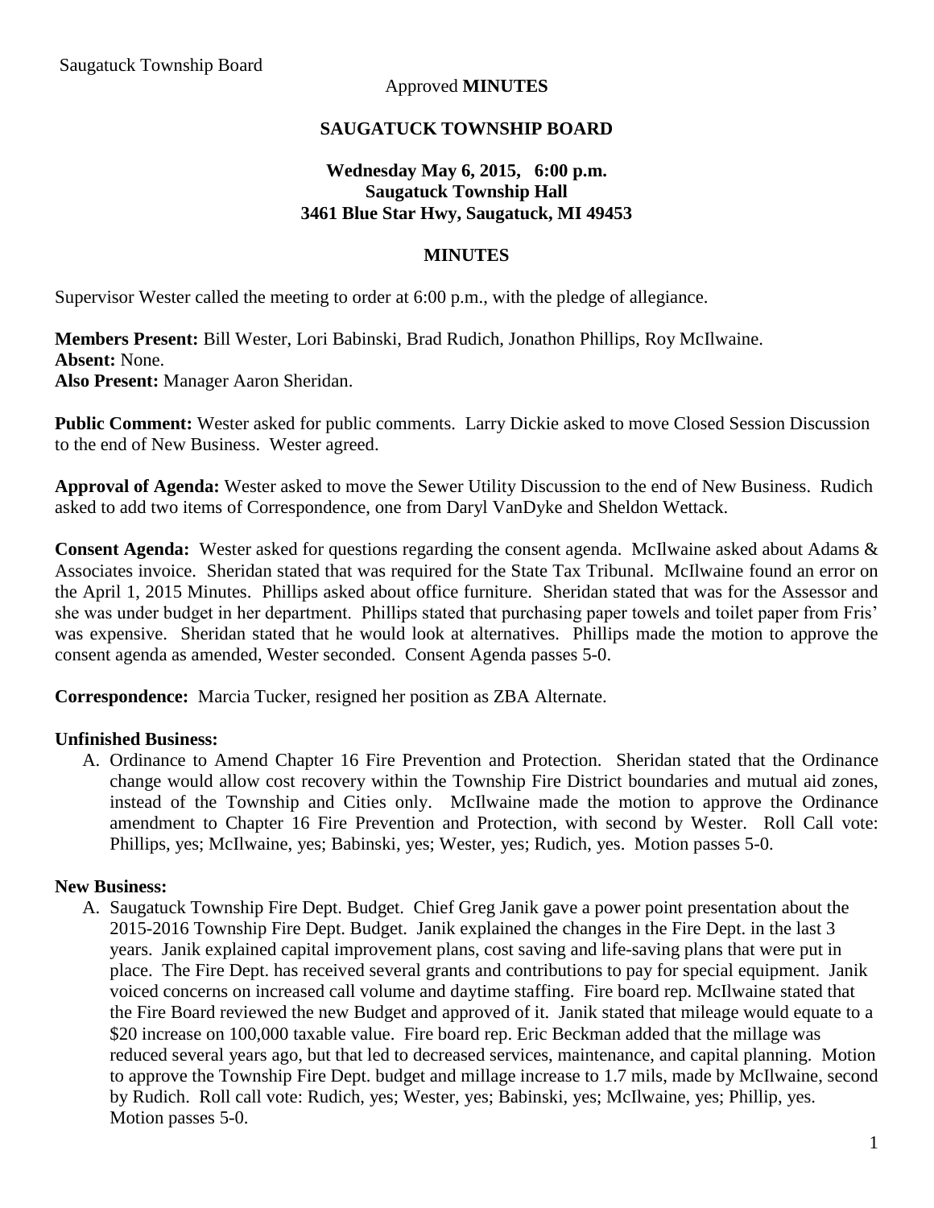Saugatuck Township Board

Approved **MINUTES**

**SAUGATUCK TOWNSHIP BOARD**

**Wednesday May 6, 2015, 6:00 p.m.**
**Saugatuck Township Hall**
**3461 Blue Star Hwy, Saugatuck, MI 49453**

**MINUTES**

Supervisor Wester called the meeting to order at 6:00 p.m., with the pledge of allegiance.

**Members Present:** Bill Wester, Lori Babinski, Brad Rudich, Jonathon Phillips, Roy McIlwaine.
**Absent:** None.
**Also Present:** Manager Aaron Sheridan.

**Public Comment:** Wester asked for public comments. Larry Dickie asked to move Closed Session Discussion to the end of New Business. Wester agreed.

**Approval of Agenda:** Wester asked to move the Sewer Utility Discussion to the end of New Business. Rudich asked to add two items of Correspondence, one from Daryl VanDyke and Sheldon Wettack.

**Consent Agenda:** Wester asked for questions regarding the consent agenda. McIlwaine asked about Adams & Associates invoice. Sheridan stated that was required for the State Tax Tribunal. McIlwaine found an error on the April 1, 2015 Minutes. Phillips asked about office furniture. Sheridan stated that was for the Assessor and she was under budget in her department. Phillips stated that purchasing paper towels and toilet paper from Fris' was expensive. Sheridan stated that he would look at alternatives. Phillips made the motion to approve the consent agenda as amended, Wester seconded. Consent Agenda passes 5-0.

**Correspondence:** Marcia Tucker, resigned her position as ZBA Alternate.

**Unfinished Business:**

A. Ordinance to Amend Chapter 16 Fire Prevention and Protection. Sheridan stated that the Ordinance change would allow cost recovery within the Township Fire District boundaries and mutual aid zones, instead of the Township and Cities only. McIlwaine made the motion to approve the Ordinance amendment to Chapter 16 Fire Prevention and Protection, with second by Wester. Roll Call vote: Phillips, yes; McIlwaine, yes; Babinski, yes; Wester, yes; Rudich, yes. Motion passes 5-0.

**New Business:**

A. Saugatuck Township Fire Dept. Budget. Chief Greg Janik gave a power point presentation about the 2015-2016 Township Fire Dept. Budget. Janik explained the changes in the Fire Dept. in the last 3 years. Janik explained capital improvement plans, cost saving and life-saving plans that were put in place. The Fire Dept. has received several grants and contributions to pay for special equipment. Janik voiced concerns on increased call volume and daytime staffing. Fire board rep. McIlwaine stated that the Fire Board reviewed the new Budget and approved of it. Janik stated that mileage would equate to a \$20 increase on 100,000 taxable value. Fire board rep. Eric Beckman added that the millage was reduced several years ago, but that led to decreased services, maintenance, and capital planning. Motion to approve the Township Fire Dept. budget and millage increase to 1.7 mils, made by McIlwaine, second by Rudich. Roll call vote: Rudich, yes; Wester, yes; Babinski, yes; McIlwaine, yes; Phillip, yes. Motion passes 5-0.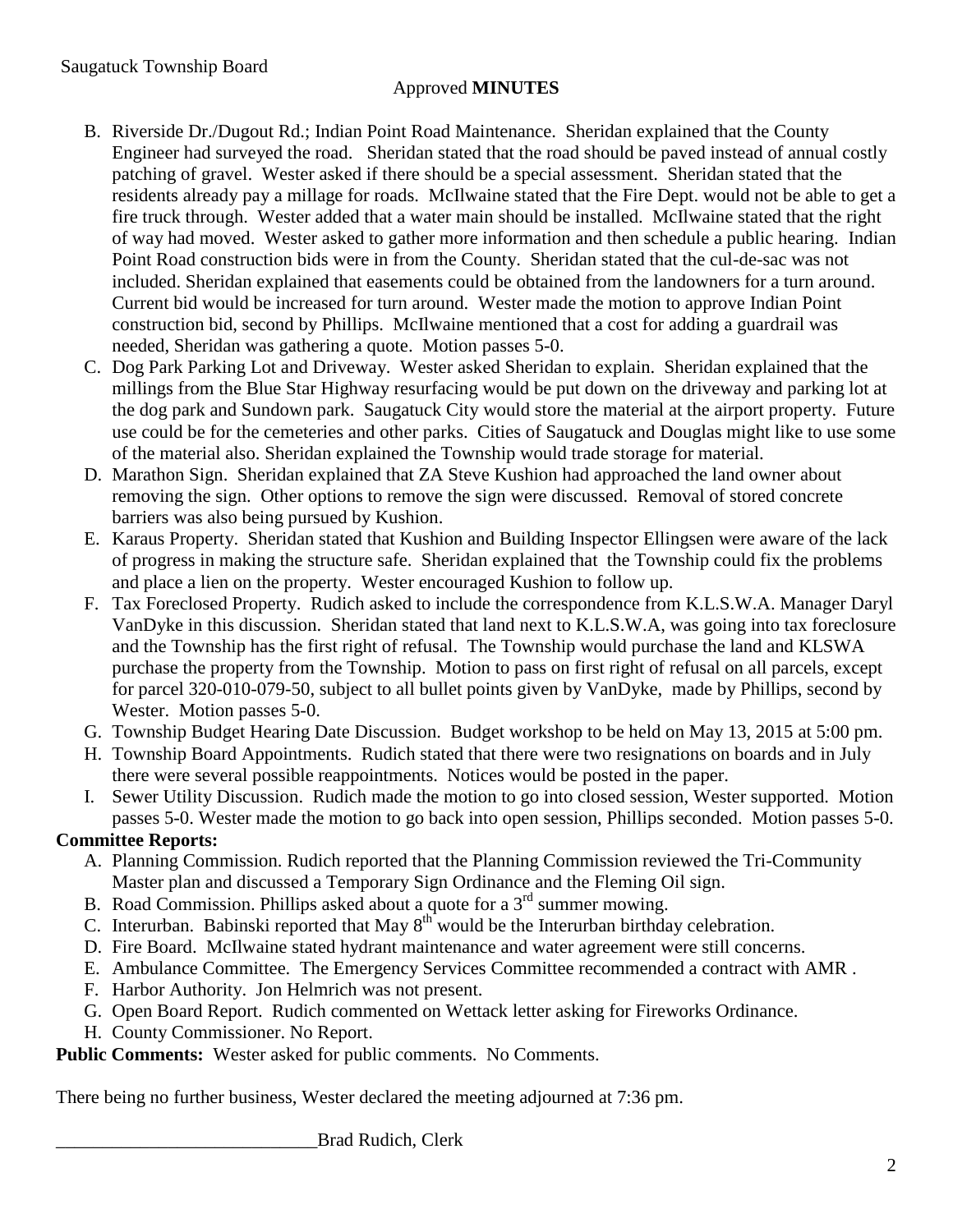Approved **MINUTES**

B. Riverside Dr./Dugout Rd.; Indian Point Road Maintenance. Sheridan explained that the County Engineer had surveyed the road. Sheridan stated that the road should be paved instead of annual costly patching of gravel. Wester asked if there should be a special assessment. Sheridan stated that the residents already pay a millage for roads. McIlwaine stated that the Fire Dept. would not be able to get a fire truck through. Wester added that a water main should be installed. McIlwaine stated that the right of way had moved. Wester asked to gather more information and then schedule a public hearing. Indian Point Road construction bids were in from the County. Sheridan stated that the cul-de-sac was not included. Sheridan explained that easements could be obtained from the landowners for a turn around. Current bid would be increased for turn around. Wester made the motion to approve Indian Point construction bid, second by Phillips. McIlwaine mentioned that a cost for adding a guardrail was needed, Sheridan was gathering a quote. Motion passes 5-0.

C. Dog Park Parking Lot and Driveway. Wester asked Sheridan to explain. Sheridan explained that the millings from the Blue Star Highway resurfacing would be put down on the driveway and parking lot at the dog park and Sundown park. Saugatuck City would store the material at the airport property. Future use could be for the cemeteries and other parks. Cities of Saugatuck and Douglas might like to use some of the material also. Sheridan explained the Township would trade storage for material.

D. Marathon Sign. Sheridan explained that ZA Steve Kushion had approached the land owner about removing the sign. Other options to remove the sign were discussed. Removal of stored concrete barriers was also being pursued by Kushion.

E. Karaus Property. Sheridan stated that Kushion and Building Inspector Ellingsen were aware of the lack of progress in making the structure safe. Sheridan explained that the Township could fix the problems and place a lien on the property. Wester encouraged Kushion to follow up.

F. Tax Foreclosed Property. Rudich asked to include the correspondence from K.L.S.W.A. Manager Daryl VanDyke in this discussion. Sheridan stated that land next to K.L.S.W.A, was going into tax foreclosure and the Township has the first right of refusal. The Township would purchase the land and KLSWA purchase the property from the Township. Motion to pass on first right of refusal on all parcels, except for parcel 320-010-079-50, subject to all bullet points given by VanDyke, made by Phillips, second by Wester. Motion passes 5-0.

G. Township Budget Hearing Date Discussion. Budget workshop to be held on May 13, 2015 at 5:00 pm.

H. Township Board Appointments. Rudich stated that there were two resignations on boards and in July there were several possible reappointments. Notices would be posted in the paper.

I. Sewer Utility Discussion. Rudich made the motion to go into closed session, Wester supported. Motion passes 5-0. Wester made the motion to go back into open session, Phillips seconded. Motion passes 5-0.

**Committee Reports:**

A. Planning Commission. Rudich reported that the Planning Commission reviewed the Tri-Community Master plan and discussed a Temporary Sign Ordinance and the Fleming Oil sign.

B. Road Commission. Phillips asked about a quote for a 3rd summer mowing.

C. Interurban. Babinski reported that May 8th would be the Interurban birthday celebration.

D. Fire Board. McIlwaine stated hydrant maintenance and water agreement were still concerns.

E. Ambulance Committee. The Emergency Services Committee recommended a contract with AMR .

F. Harbor Authority. Jon Helmrich was not present.

G. Open Board Report. Rudich commented on Wettack letter asking for Fireworks Ordinance.

H. County Commissioner. No Report.

**Public Comments:** Wester asked for public comments. No Comments.

There being no further business, Wester declared the meeting adjourned at 7:36 pm.

____________________________Brad Rudich, Clerk